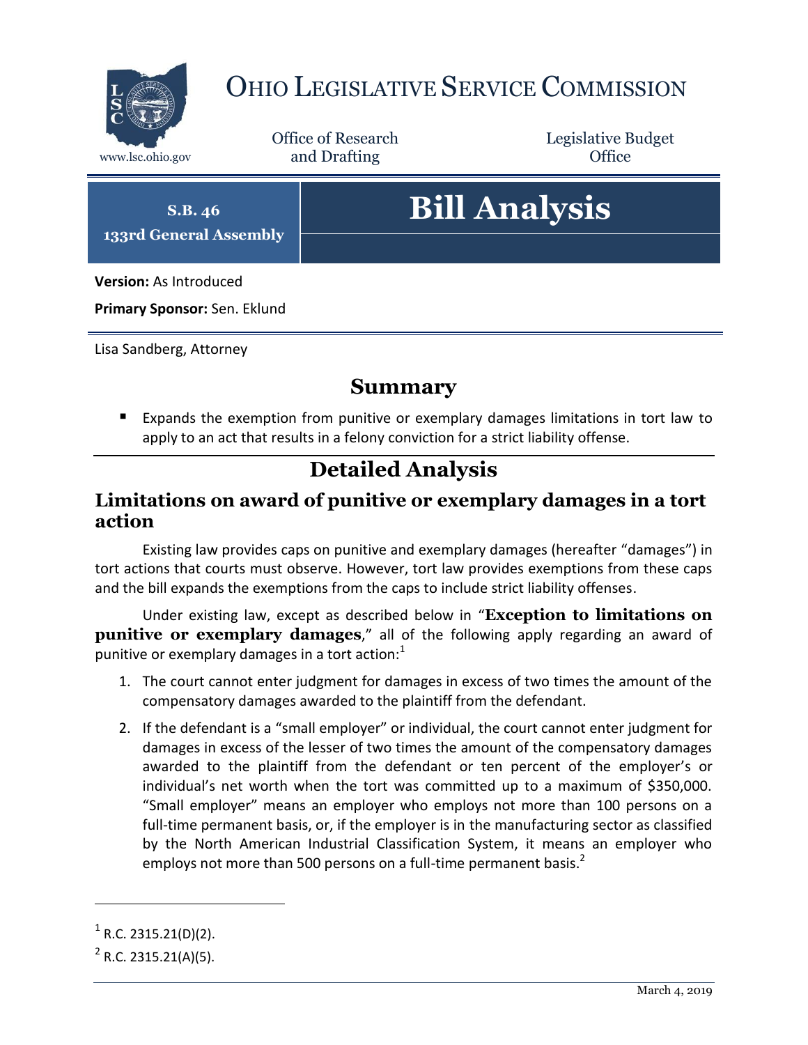# OHIO LEGISLATIVE SERVICE COMMISSION

www.lsc.ohio.gov

Office of Research and Drafting

Legislative Budget Office

**S.B. 46**

**133rd General Assembly**

# Bill Analysis

**Version:** As Introduced

**Primary Sponsor:** Sen. Eklund

Lisa Sandberg, Attorney

## Summary

- Expands the exemption from punitive or exemplary damages limitations in tort law to apply to an act that results in a felony conviction for a strict liability offense.

## Detailed Analysis

### Limitations on award of punitive or exemplary damages in a tort action

Existing law provides caps on punitive and exemplary damages (hereafter "damages") in tort actions that courts must observe. However, tort law provides exemptions from these caps and the bill expands the exemptions from the caps to include strict liability offenses.

Under existing law, except as described below in "**Exception to limitations on punitive or exemplary damages**," all of the following apply regarding an award of punitive or exemplary damages in a tort action:[1]

1. The court cannot enter judgment for damages in excess of two times the amount of the compensatory damages awarded to the plaintiff from the defendant.
2. If the defendant is a "small employer" or individual, the court cannot enter judgment for damages in excess of the lesser of two times the amount of the compensatory damages awarded to the plaintiff from the defendant or ten percent of the employer's or individual's net worth when the tort was committed up to a maximum of $350,000. "Small employer" means an employer who employs not more than 100 persons on a full-time permanent basis, or, if the employer is in the manufacturing sector as classified by the North American Industrial Classification System, it means an employer who employs not more than 500 persons on a full-time permanent basis.[2]

---

[1] R.C. 2315.21(D)(2).

[2] R.C. 2315.21(A)(5).

March 4, 2019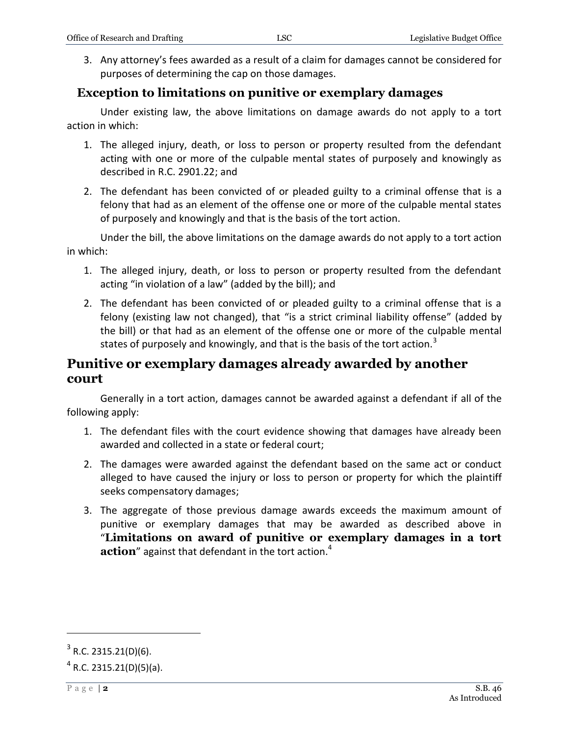3. Any attorney's fees awarded as a result of a claim for damages cannot be considered for purposes of determining the cap on those damages.

### Exception to limitations on punitive or exemplary damages

Under existing law, the above limitations on damage awards do not apply to a tort action in which:

1. The alleged injury, death, or loss to person or property resulted from the defendant acting with one or more of the culpable mental states of purposely and knowingly as described in R.C. 2901.22; and
2. The defendant has been convicted of or pleaded guilty to a criminal offense that is a felony that had as an element of the offense one or more of the culpable mental states of purposely and knowingly and that is the basis of the tort action.

Under the bill, the above limitations on the damage awards do not apply to a tort action in which:

1. The alleged injury, death, or loss to person or property resulted from the defendant acting "in violation of a law" (added by the bill); and
2. The defendant has been convicted of or pleaded guilty to a criminal offense that is a felony (existing law not changed), that "is a strict criminal liability offense" (added by the bill) or that had as an element of the offense one or more of the culpable mental states of purposely and knowingly, and that is the basis of the tort action.[3]

## Punitive or exemplary damages already awarded by another court

Generally in a tort action, damages cannot be awarded against a defendant if all of the following apply:

1. The defendant files with the court evidence showing that damages have already been awarded and collected in a state or federal court;
2. The damages were awarded against the defendant based on the same act or conduct alleged to have caused the injury or loss to person or property for which the plaintiff seeks compensatory damages;
3. The aggregate of those previous damage awards exceeds the maximum amount of punitive or exemplary damages that may be awarded as described above in "**Limitations on award of punitive or exemplary damages in a tort action**" against that defendant in the tort action.[4]

---

[3] R.C. 2315.21(D)(6).

[4] R.C. 2315.21(D)(5)(a).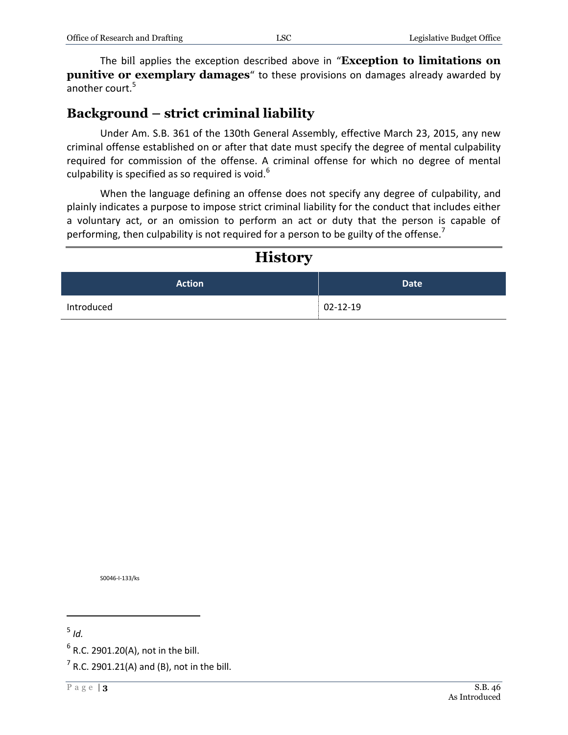The bill applies the exception described above in "**Exception to limitations on punitive or exemplary damages**" to these provisions on damages already awarded by another court.[5]

## Background – strict criminal liability

Under Am. S.B. 361 of the 130th General Assembly, effective March 23, 2015, any new criminal offense established on or after that date must specify the degree of mental culpability required for commission of the offense. A criminal offense for which no degree of mental culpability is specified as so required is void.[6]

When the language defining an offense does not specify any degree of culpability, and plainly indicates a purpose to impose strict criminal liability for the conduct that includes either a voluntary act, or an omission to perform an act or duty that the person is capable of performing, then culpability is not required for a person to be guilty of the offense.[7]

# History

| Action | Date |
|---|---|
| Introduced | 02-12-19 |

S0046-I-133/ks

[5] *Id.*

[6] R.C. 2901.20(A), not in the bill.

[7] R.C. 2901.21(A) and (B), not in the bill.